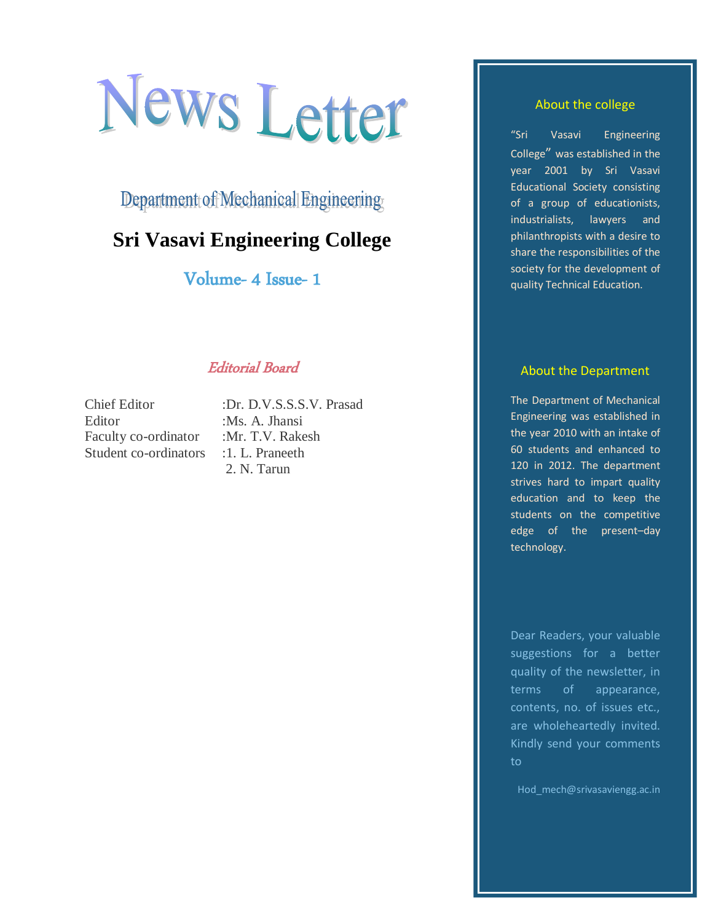# News Letter

## Department of Mechanical Engineering

## Sri Vasavi Engineering College

### Volume- 4 Issue- 1

### *Editorial Board*

| | |
|---|---|
| Chief Editor | :Dr. D.V.S.S.S.V. Prasad |
| Editor | :Ms. A. Jhansi |
| Faculty co-ordinator | :Mr. T.V. Rakesh |
| Student co-ordinators | :1. L. Praneeth<br>2. N. Tarun |

### About the college

"Sri Vasavi Engineering College" was established in the year 2001 by Sri Vasavi Educational Society consisting of a group of educationists, industrialists, lawyers and philanthropists with a desire to share the responsibilities of the society for the development of quality Technical Education.

### About the Department

The Department of Mechanical Engineering was established in the year 2010 with an intake of 60 students and enhanced to 120 in 2012. The department strives hard to impart quality education and to keep the students on the competitive edge of the present–day technology.

Dear Readers, your valuable suggestions for a better quality of the newsletter, in terms of appearance, contents, no. of issues etc., are wholeheartedly invited. Kindly send your comments to

Hod_mech@srivasaviengg.ac.in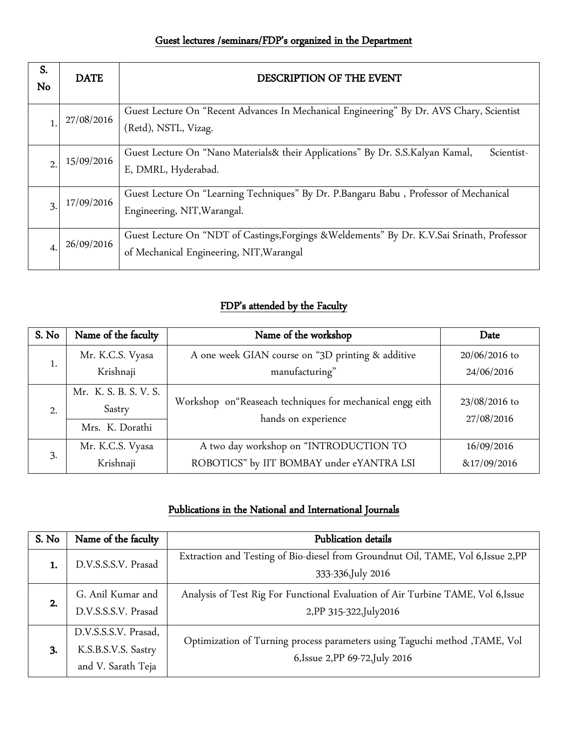## Guest lectures /seminars/FDP's organized in the Department

| S. No | DATE | DESCRIPTION OF THE EVENT |
|---|---|---|
| 1. | 27/08/2016 | Guest Lecture On "Recent Advances In Mechanical Engineering" By Dr. AVS Chary, Scientist (Retd), NSTL, Vizag. |
| 2. | 15/09/2016 | Guest Lecture On "Nano Materials& their Applications" By Dr. S.S.Kalyan Kamal, Scientist-E, DMRL, Hyderabad. |
| 3. | 17/09/2016 | Guest Lecture On "Learning Techniques" By Dr. P.Bangaru Babu , Professor of Mechanical Engineering, NIT,Warangal. |
| 4. | 26/09/2016 | Guest Lecture On "NDT of Castings,Forgings &Weldements" By Dr. K.V.Sai Srinath, Professor of Mechanical Engineering, NIT,Warangal |

## FDP's attended by the Faculty

| S. No | Name of the faculty | Name of the workshop | Date |
|---|---|---|---|
| 1. | Mr. K.C.S. Vyasa Krishnaji | A one week GIAN course on "3D printing & additive manufacturing" | 20/06/2016 to 24/06/2016 |
| 2. | Mr. K. S. B. S. V. S. Sastry<br>Mrs. K. Dorathi | Workshop on"Reaseach techniques for mechanical engg eith hands on experience | 23/08/2016 to 27/08/2016 |
| 3. | Mr. K.C.S. Vyasa Krishnaji | A two day workshop on "INTRODUCTION TO ROBOTICS" by IIT BOMBAY under eYANTRA LSI | 16/09/2016 &17/09/2016 |

## Publications in the National and International Journals

| S. No | Name of the faculty | Publication details |
|---|---|---|
| **1.** | D.V.S.S.S.V. Prasad | Extraction and Testing of Bio-diesel from Groundnut Oil, TAME, Vol 6,Issue 2,PP 333-336,July 2016 |
| **2.** | G. Anil Kumar and D.V.S.S.S.V. Prasad | Analysis of Test Rig For Functional Evaluation of Air Turbine TAME, Vol 6,Issue 2,PP 315-322,July2016 |
| **3.** | D.V.S.S.S.V. Prasad, K.S.B.S.V.S. Sastry and V. Sarath Teja | Optimization of Turning process parameters using Taguchi method ,TAME, Vol 6,Issue 2,PP 69-72,July 2016 |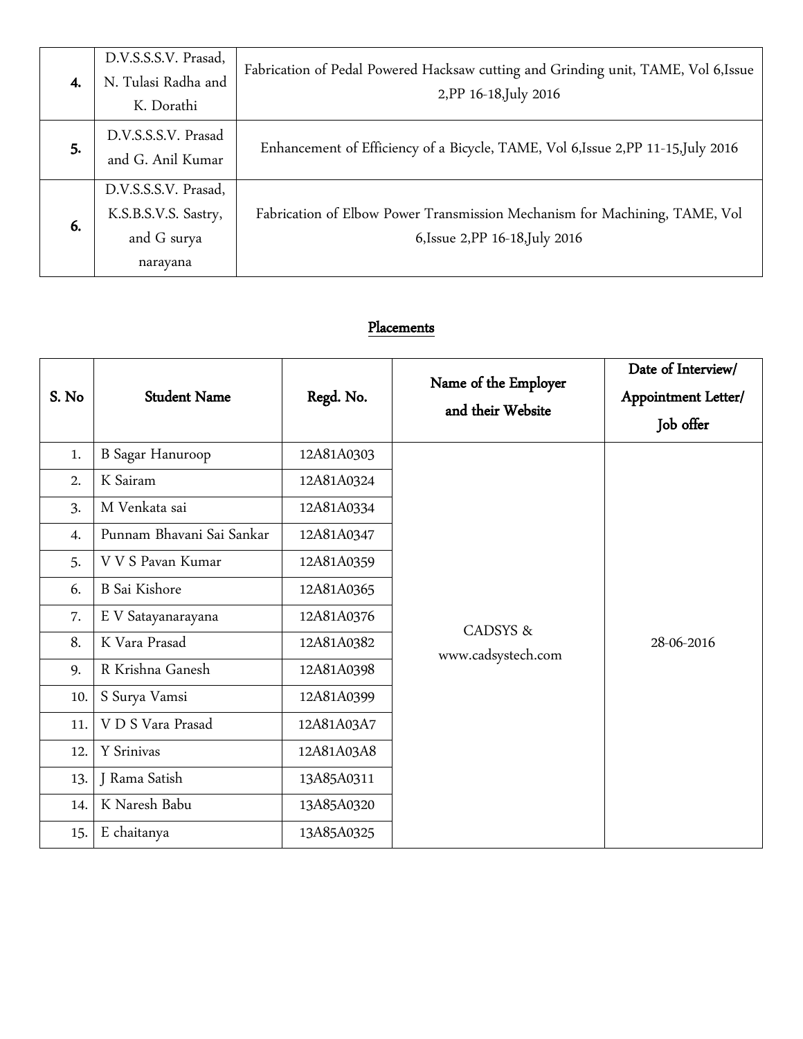| | | |
|---|---|---|
| **4.** | D.V.S.S.S.V. Prasad, N. Tulasi Radha and K. Dorathi | Fabrication of Pedal Powered Hacksaw cutting and Grinding unit, TAME, Vol 6,Issue 2,PP 16-18,July 2016 |
| **5.** | D.V.S.S.S.V. Prasad and G. Anil Kumar | Enhancement of Efficiency of a Bicycle, TAME, Vol 6,Issue 2,PP 11-15,July 2016 |
| **6.** | D.V.S.S.S.V. Prasad, K.S.B.S.V.S. Sastry, and G surya narayana | Fabrication of Elbow Power Transmission Mechanism for Machining, TAME, Vol 6,Issue 2,PP 16-18,July 2016 |

## Placements

| S. No | Student Name | Regd. No. | Name of the Employer and their Website | Date of Interview/ Appointment Letter/ Job offer |
|---|---|---|---|---|
| 1. | B Sagar Hanuroop | 12A81A0303 | CADSYS & www.cadsystech.com | 28-06-2016 |
| 2. | K Sairam | 12A81A0324 | | |
| 3. | M Venkata sai | 12A81A0334 | | |
| 4. | Punnam Bhavani Sai Sankar | 12A81A0347 | | |
| 5. | V V S Pavan Kumar | 12A81A0359 | | |
| 6. | B Sai Kishore | 12A81A0365 | | |
| 7. | E V Satayanarayana | 12A81A0376 | | |
| 8. | K Vara Prasad | 12A81A0382 | | |
| 9. | R Krishna Ganesh | 12A81A0398 | | |
| 10. | S Surya Vamsi | 12A81A0399 | | |
| 11. | V D S Vara Prasad | 12A81A03A7 | | |
| 12. | Y Srinivas | 12A81A03A8 | | |
| 13. | J Rama Satish | 13A85A0311 | | |
| 14. | K Naresh Babu | 13A85A0320 | | |
| 15. | E chaitanya | 13A85A0325 | | |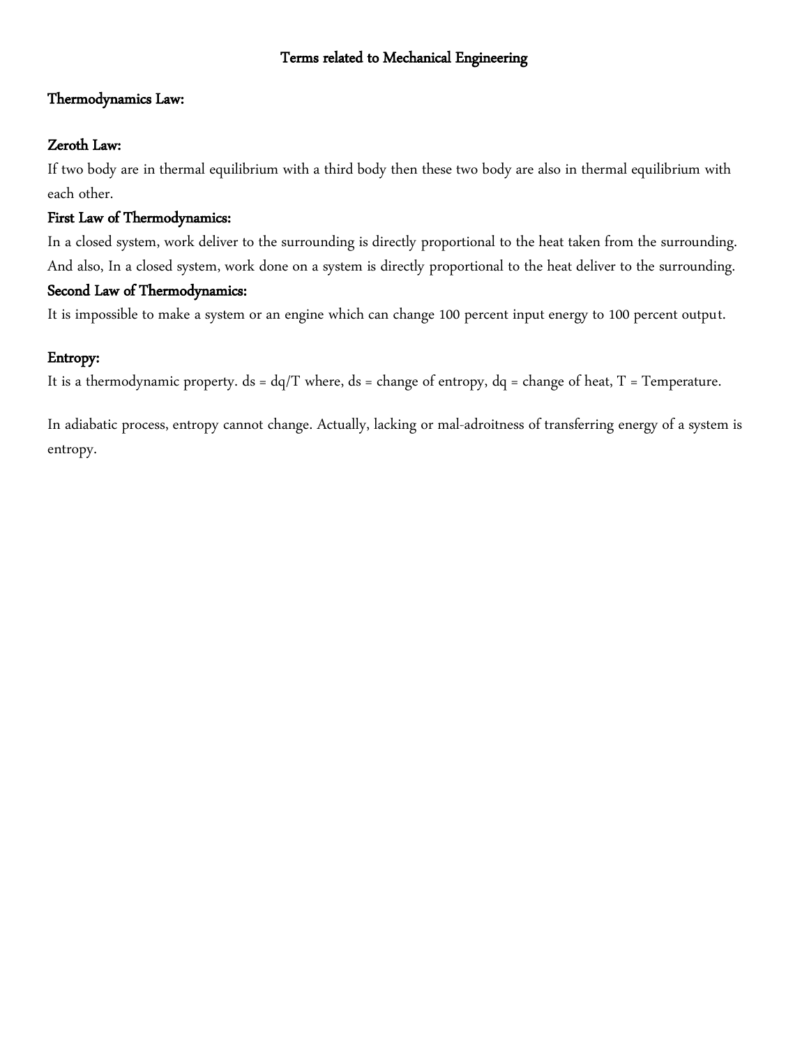# Terms related to Mechanical Engineering

## Thermodynamics Law:

### Zeroth Law:

If two body are in thermal equilibrium with a third body then these two body are also in thermal equilibrium with each other.

### First Law of Thermodynamics:

In a closed system, work deliver to the surrounding is directly proportional to the heat taken from the surrounding. And also, In a closed system, work done on a system is directly proportional to the heat deliver to the surrounding.

### Second Law of Thermodynamics:

It is impossible to make a system or an engine which can change 100 percent input energy to 100 percent output.

## Entropy:

It is a thermodynamic property. $ds = dq/T$ where, $ds$ = change of entropy, $dq$ = change of heat, $T$ = Temperature.

In adiabatic process, entropy cannot change. Actually, lacking or mal-adroitness of transferring energy of a system is entropy.